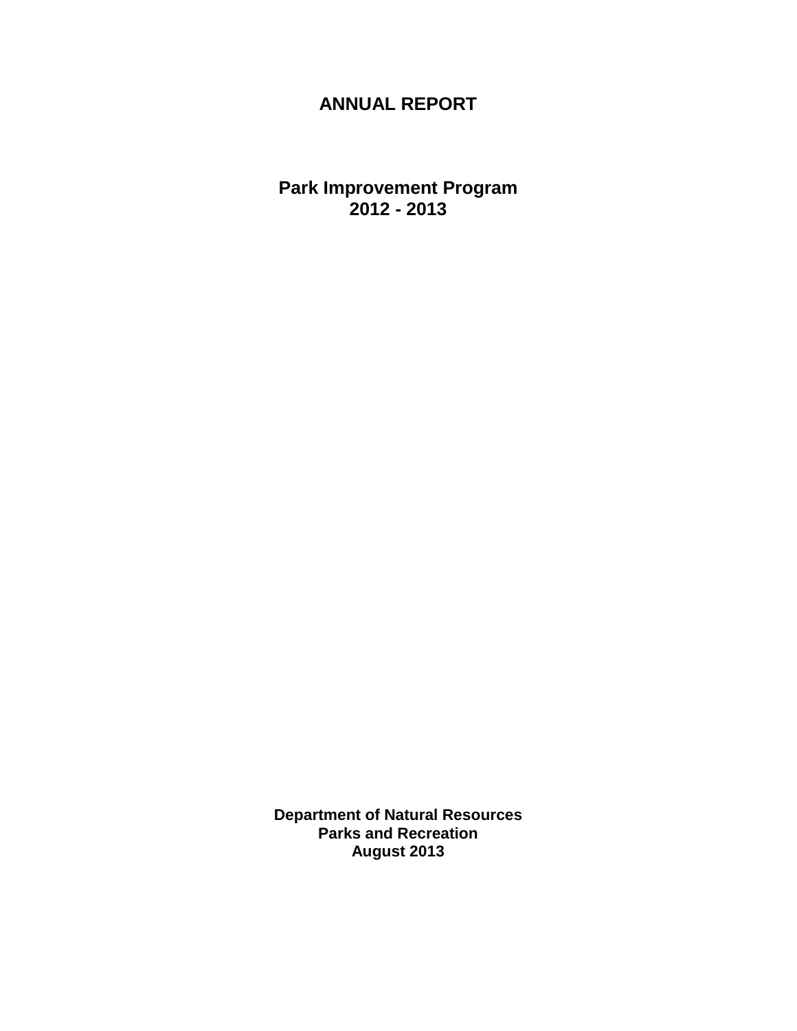# ANNUAL REPORT

## Park Improvement Program
## 2012 - 2013

**Department of Natural Resources**
**Parks and Recreation**
**August 2013**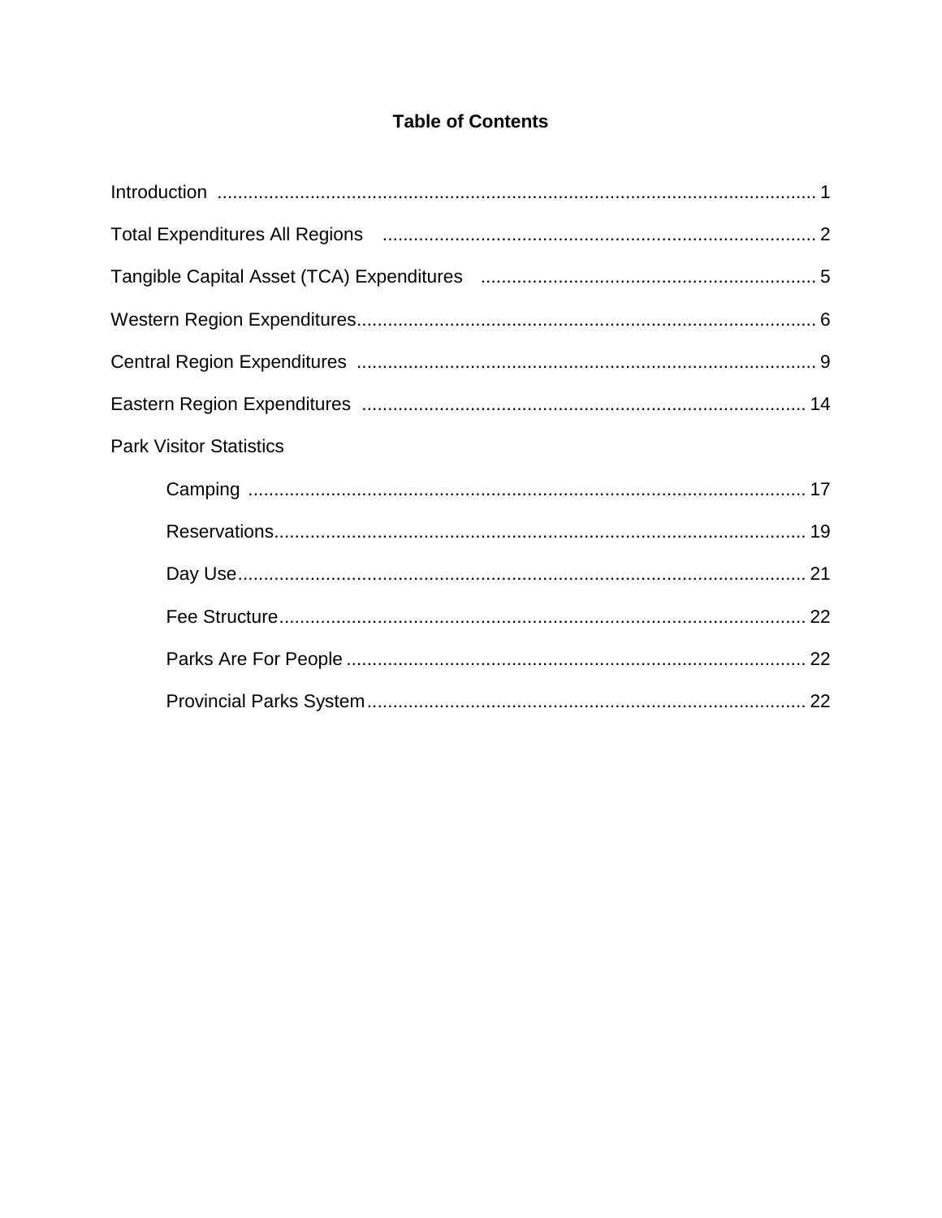# Table of Contents

Introduction .................................................................................................................. 1

Total Expenditures All Regions .................................................................................... 2

Tangible Capital Asset (TCA) Expenditures ................................................................ 5

Western Region Expenditures........................................................................................ 6

Central Region Expenditures ......................................................................................... 9

Eastern Region Expenditures ...................................................................................... 14

Park Visitor Statistics

- Camping .......................................................................................................... 17
- Reservations..................................................................................................... 19
- Day Use............................................................................................................ 21
- Fee Structure.................................................................................................... 22
- Parks Are For People ....................................................................................... 22
- Provincial Parks System................................................................................... 22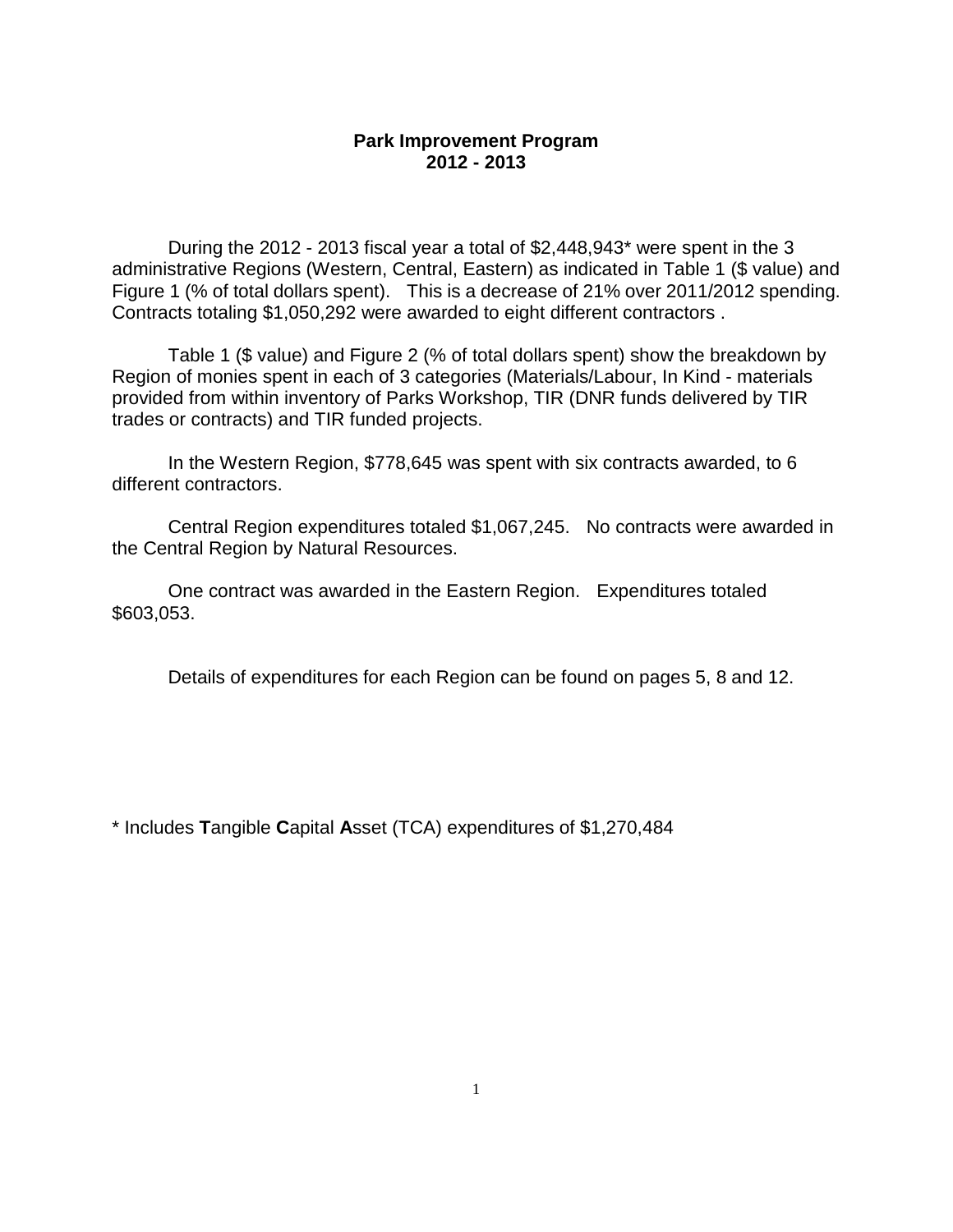# Park Improvement Program
## 2012 - 2013

During the 2012 - 2013 fiscal year a total of $2,448,943* were spent in the 3 administrative Regions (Western, Central, Eastern) as indicated in Table 1 ($ value) and Figure 1 (% of total dollars spent). This is a decrease of 21% over 2011/2012 spending. Contracts totaling $1,050,292 were awarded to eight different contractors .

Table 1 ($ value) and Figure 2 (% of total dollars spent) show the breakdown by Region of monies spent in each of 3 categories (Materials/Labour, In Kind - materials provided from within inventory of Parks Workshop, TIR (DNR funds delivered by TIR trades or contracts) and TIR funded projects.

In the Western Region, $778,645 was spent with six contracts awarded, to 6 different contractors.

Central Region expenditures totaled $1,067,245. No contracts were awarded in the Central Region by Natural Resources.

One contract was awarded in the Eastern Region. Expenditures totaled $603,053.

Details of expenditures for each Region can be found on pages 5, 8 and 12.

* Includes **T**angible **C**apital **A**sset (TCA) expenditures of $1,270,484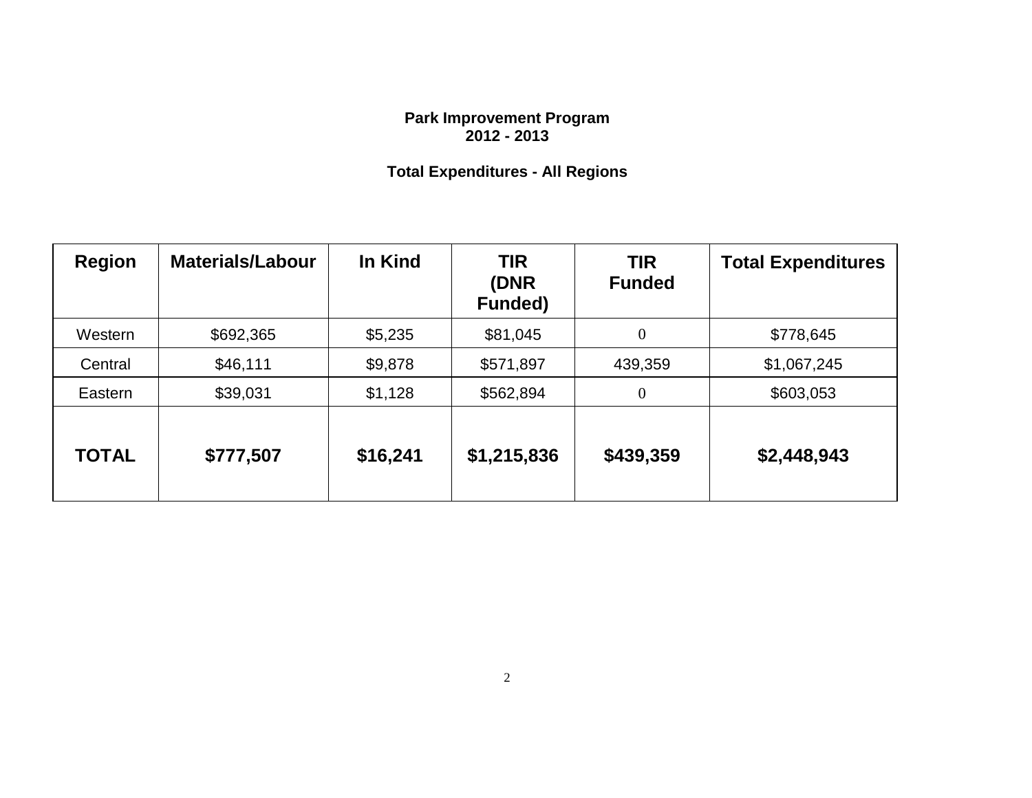**Park Improvement Program**
**2012 - 2013**

**Total Expenditures - All Regions**

| Region | Materials/Labour | In Kind | TIR (DNR Funded) | TIR Funded | Total Expenditures |
|---|---|---|---|---|---|
| Western | $692,365 | $5,235 | $81,045 | 0 | $778,645 |
| Central | $46,111 | $9,878 | $571,897 | 439,359 | $1,067,245 |
| Eastern | $39,031 | $1,128 | $562,894 | 0 | $603,053 |
| **TOTAL** | **$777,507** | **$16,241** | **$1,215,836** | **$439,359** | **$2,448,943** |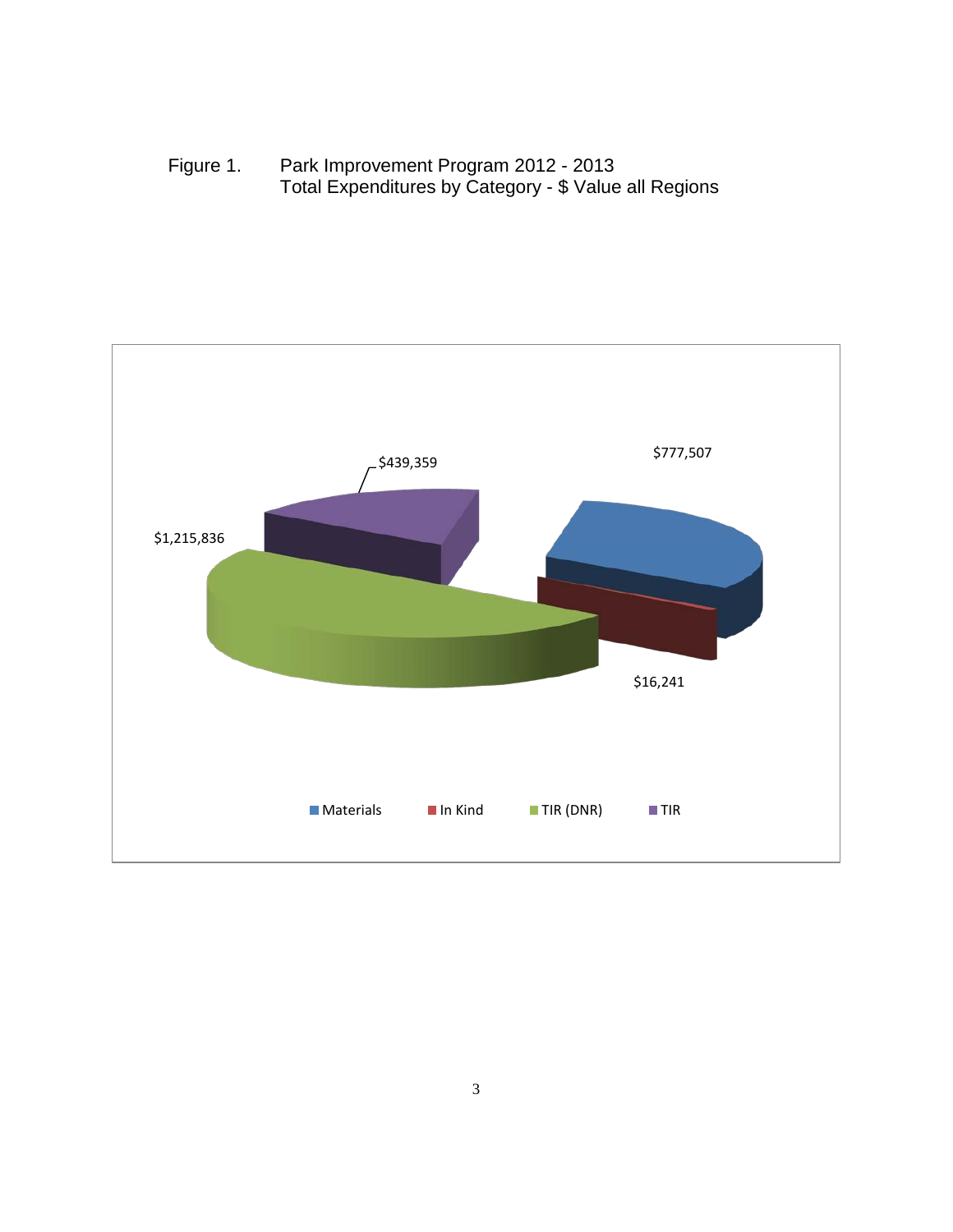Figure 1. Park Improvement Program 2012 - 2013
Total Expenditures by Category - $ Value all Regions

$439,359

$777,507

$1,215,836

$16,241

Materials In Kind TIR (DNR) TIR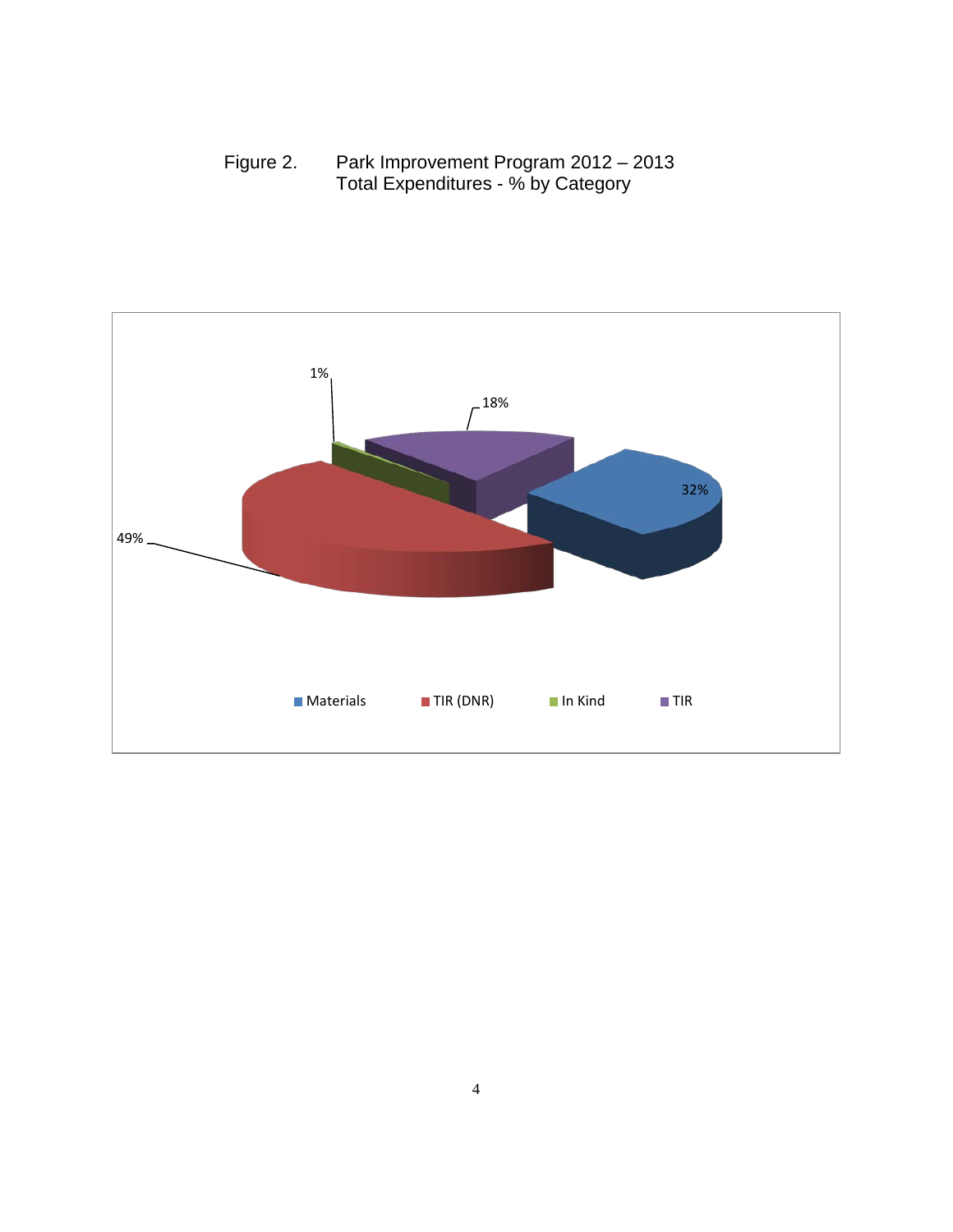Figure 2. Park Improvement Program 2012 – 2013
Total Expenditures - % by Category

| Category | % |
| --- | --- |
| Materials | 32% |
| TIR (DNR) | 49% |
| In Kind | 1% |
| TIR | 18% |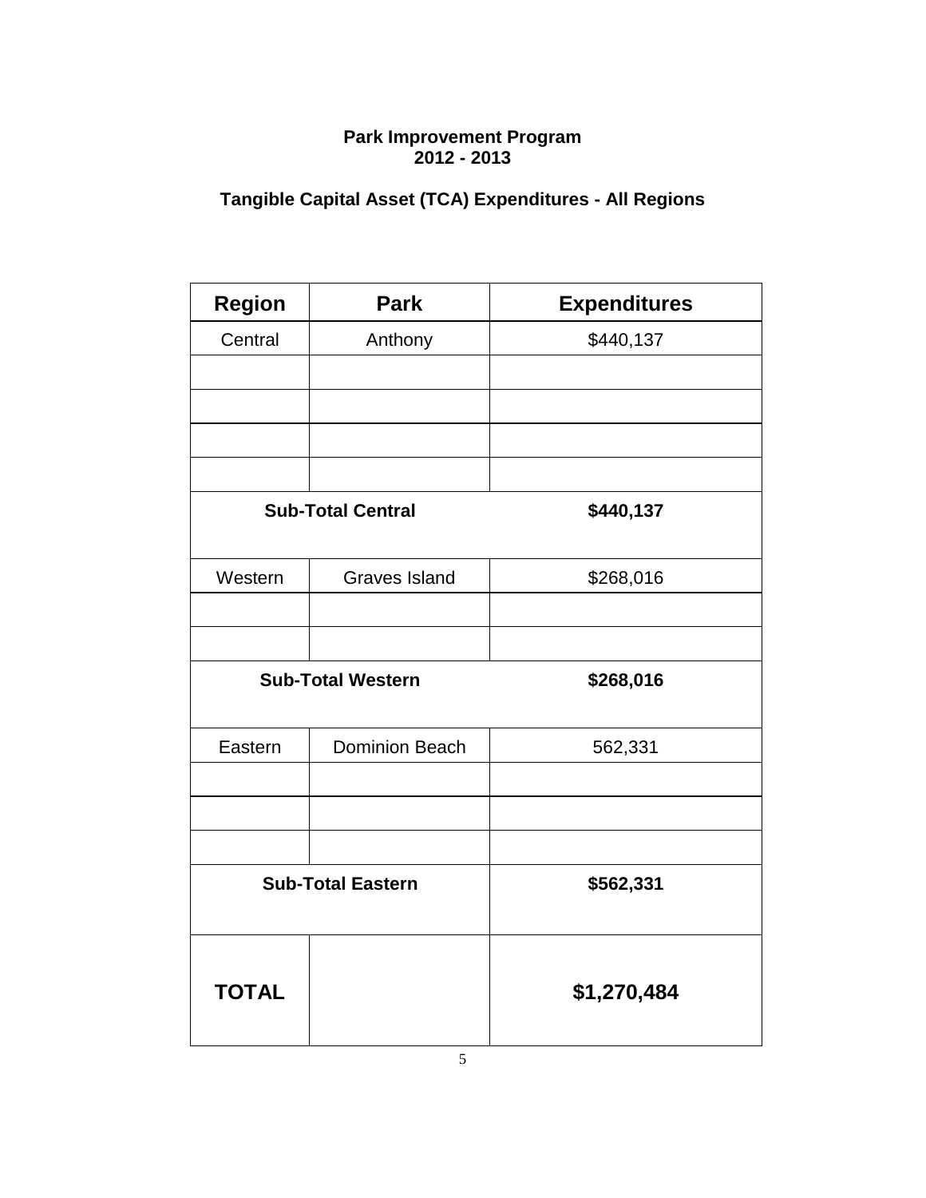**Park Improvement Program**
**2012 - 2013**

**Tangible Capital Asset (TCA) Expenditures - All Regions**

| Region | Park | Expenditures |
|---|---|---|
| Central | Anthony | $440,137 |
| | | |
| | | |
| | | |
| | | |
| **Sub-Total Central** | | **$440,137** |
| Western | Graves Island | $268,016 |
| | | |
| | | |
| **Sub-Total Western** | | **$268,016** |
| Eastern | Dominion Beach | 562,331 |
| | | |
| | | |
| | | |
| **Sub-Total Eastern** | | **$562,331** |
| **TOTAL** | | **$1,270,484** |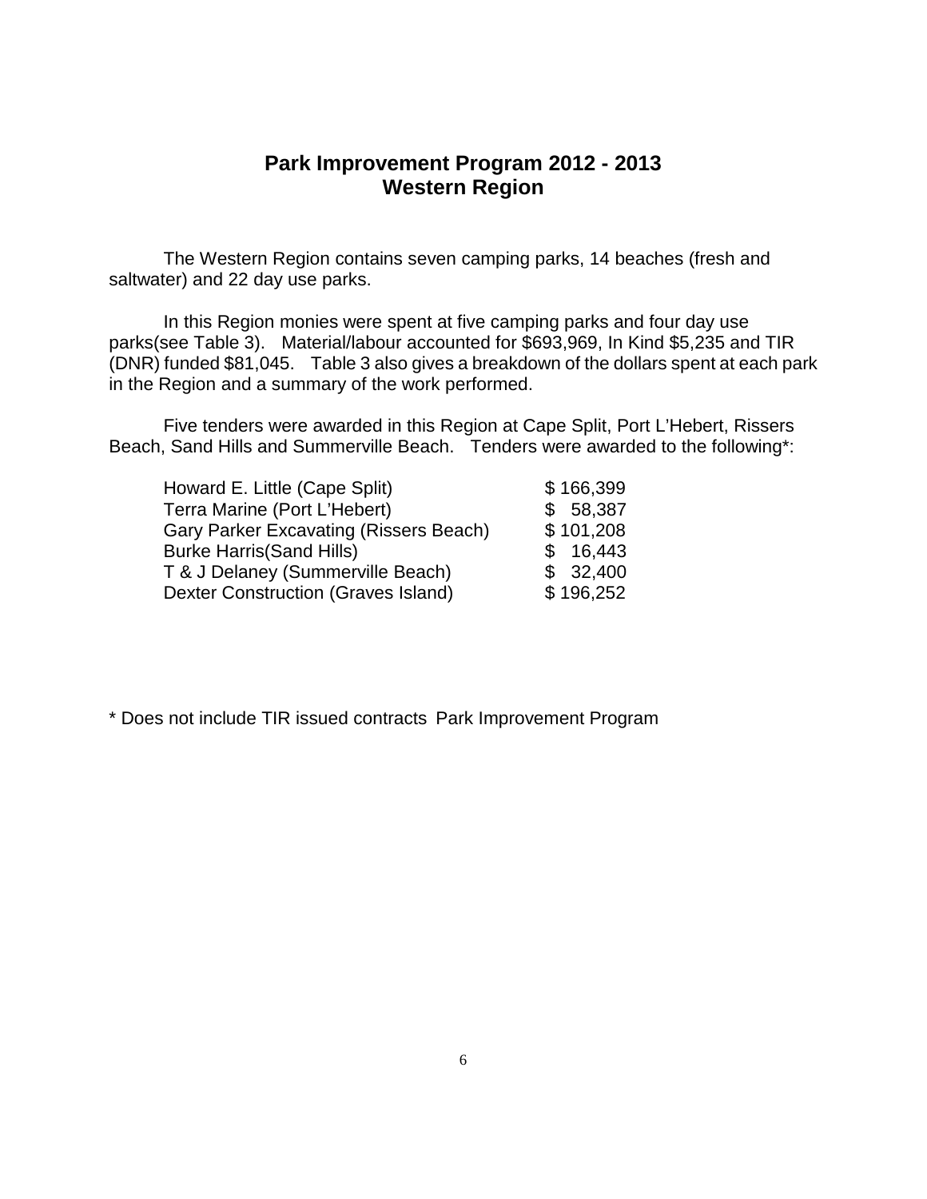# Park Improvement Program 2012 - 2013
# Western Region

The Western Region contains seven camping parks, 14 beaches (fresh and saltwater) and 22 day use parks.

In this Region monies were spent at five camping parks and four day use parks(see Table 3). Material/labour accounted for $693,969, In Kind $5,235 and TIR (DNR) funded $81,045. Table 3 also gives a breakdown of the dollars spent at each park in the Region and a summary of the work performed.

Five tenders were awarded in this Region at Cape Split, Port L'Hebert, Rissers Beach, Sand Hills and Summerville Beach. Tenders were awarded to the following*:

| | |
|---|---|
| Howard E. Little (Cape Split) | $ 166,399 |
| Terra Marine (Port L'Hebert) | $ 58,387 |
| Gary Parker Excavating (Rissers Beach) | $ 101,208 |
| Burke Harris(Sand Hills) | $ 16,443 |
| T & J Delaney (Summerville Beach) | $ 32,400 |
| Dexter Construction (Graves Island) | $ 196,252 |

\* Does not include TIR issued contracts Park Improvement Program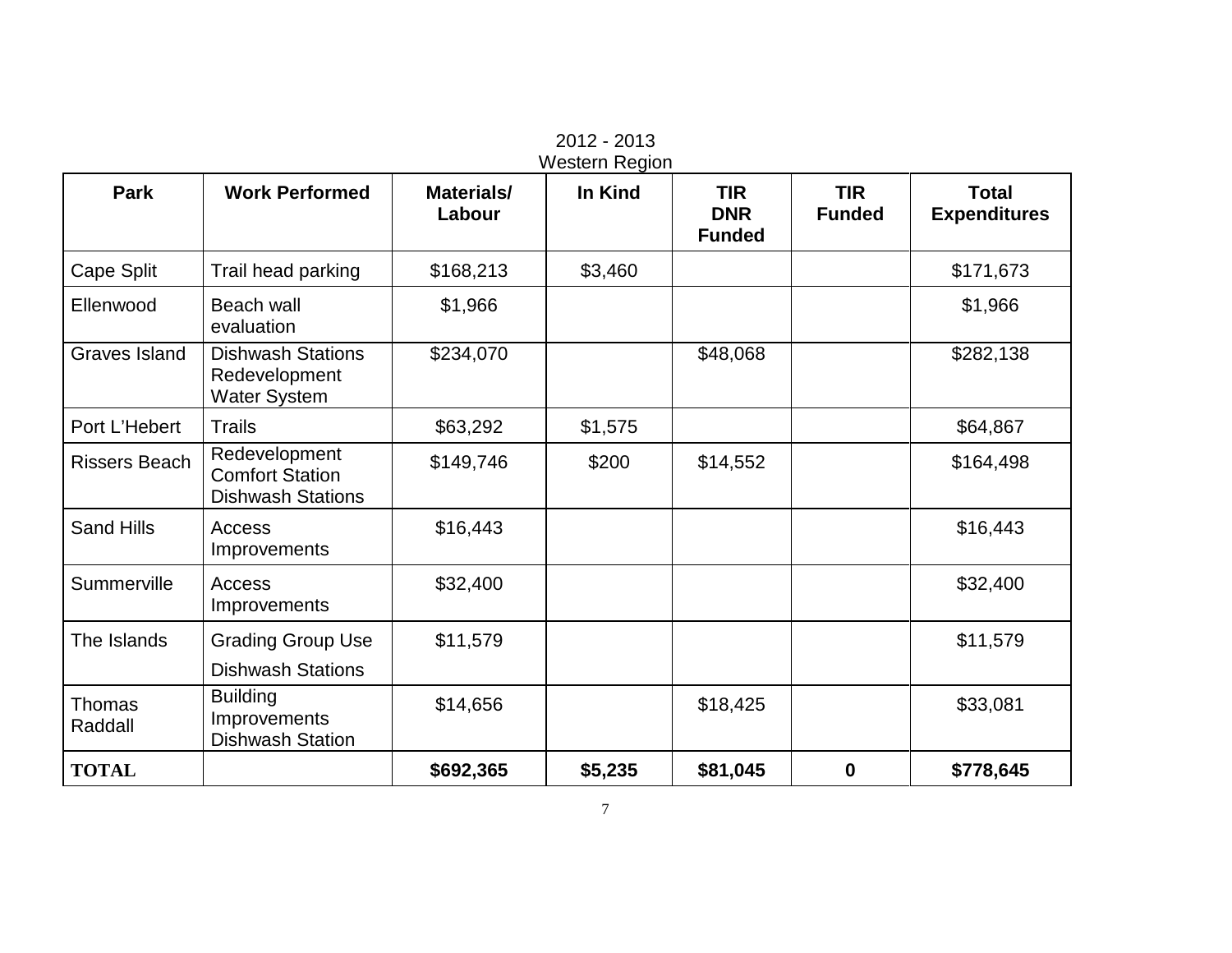2012 - 2013
Western Region

| Park | Work Performed | Materials/ Labour | In Kind | TIR DNR Funded | TIR Funded | Total Expenditures |
|---|---|---|---|---|---|---|
| Cape Split | Trail head parking | $168,213 | $3,460 | | | $171,673 |
| Ellenwood | Beach wall evaluation | $1,966 | | | | $1,966 |
| Graves Island | Dishwash Stations Redevelopment Water System | $234,070 | | $48,068 | | $282,138 |
| Port L'Hebert | Trails | $63,292 | $1,575 | | | $64,867 |
| Rissers Beach | Redevelopment Comfort Station Dishwash Stations | $149,746 | $200 | $14,552 | | $164,498 |
| Sand Hills | Access Improvements | $16,443 | | | | $16,443 |
| Summerville | Access Improvements | $32,400 | | | | $32,400 |
| The Islands | Grading Group Use Dishwash Stations | $11,579 | | | | $11,579 |
| Thomas Raddall | Building Improvements Dishwash Station | $14,656 | | $18,425 | | $33,081 |
| **TOTAL** | | **$692,365** | **$5,235** | **$81,045** | **0** | **$778,645** |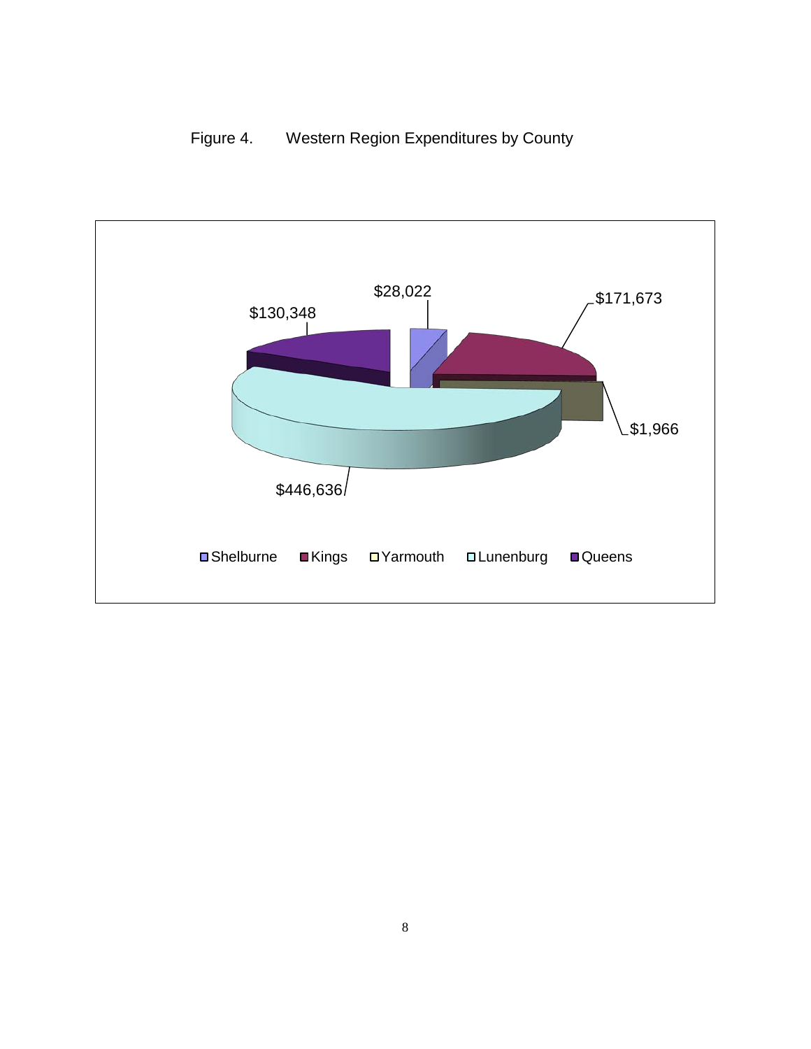Figure 4. Western Region Expenditures by County

$28,022

$171,673

$130,348

$1,966

$446,636

Shelburne Kings Yarmouth Lunenburg Queens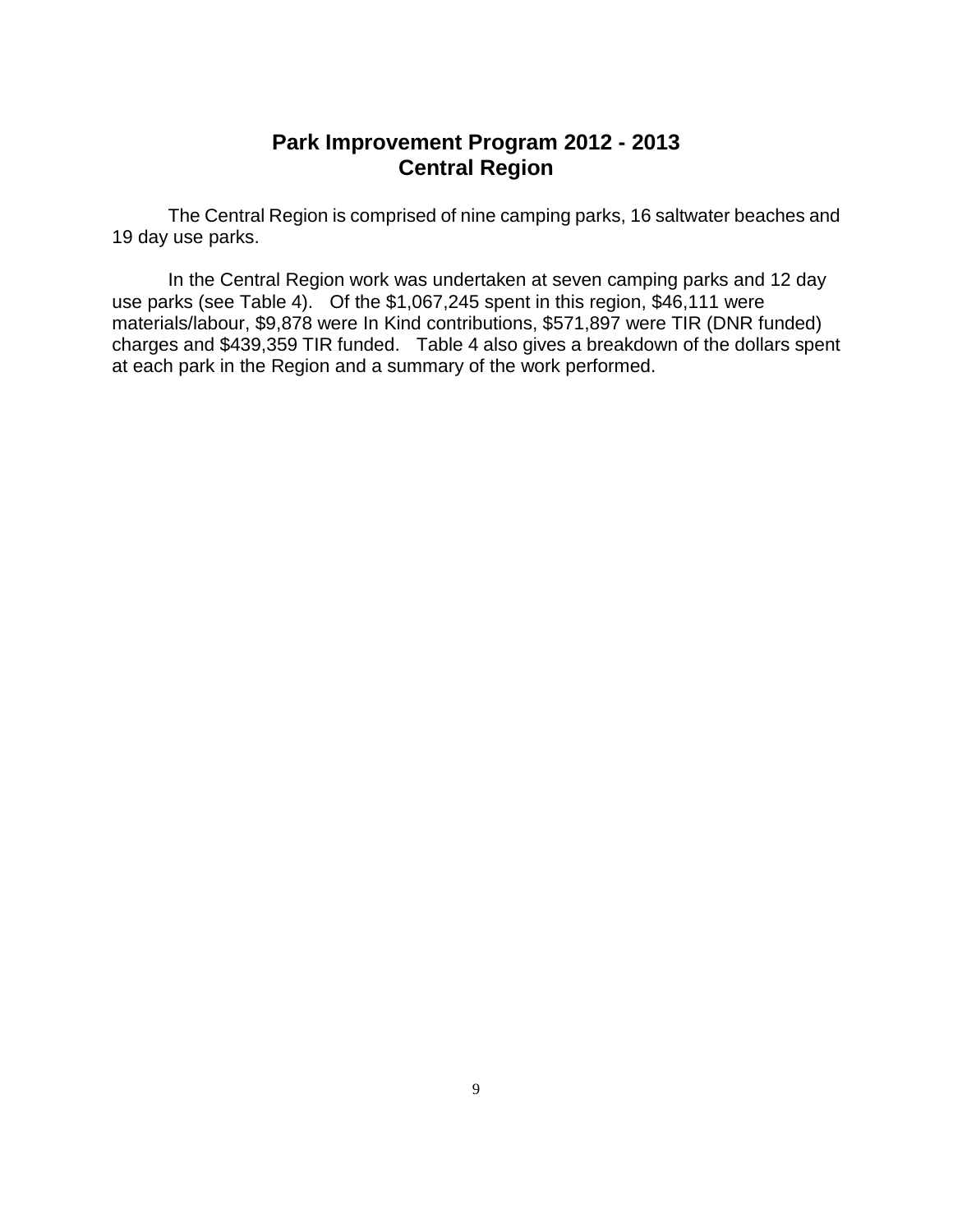# Park Improvement Program 2012 - 2013
## Central Region

The Central Region is comprised of nine camping parks, 16 saltwater beaches and 19 day use parks.

In the Central Region work was undertaken at seven camping parks and 12 day use parks (see Table 4). Of the $1,067,245 spent in this region, $46,111 were materials/labour, $9,878 were In Kind contributions, $571,897 were TIR (DNR funded) charges and $439,359 TIR funded. Table 4 also gives a breakdown of the dollars spent at each park in the Region and a summary of the work performed.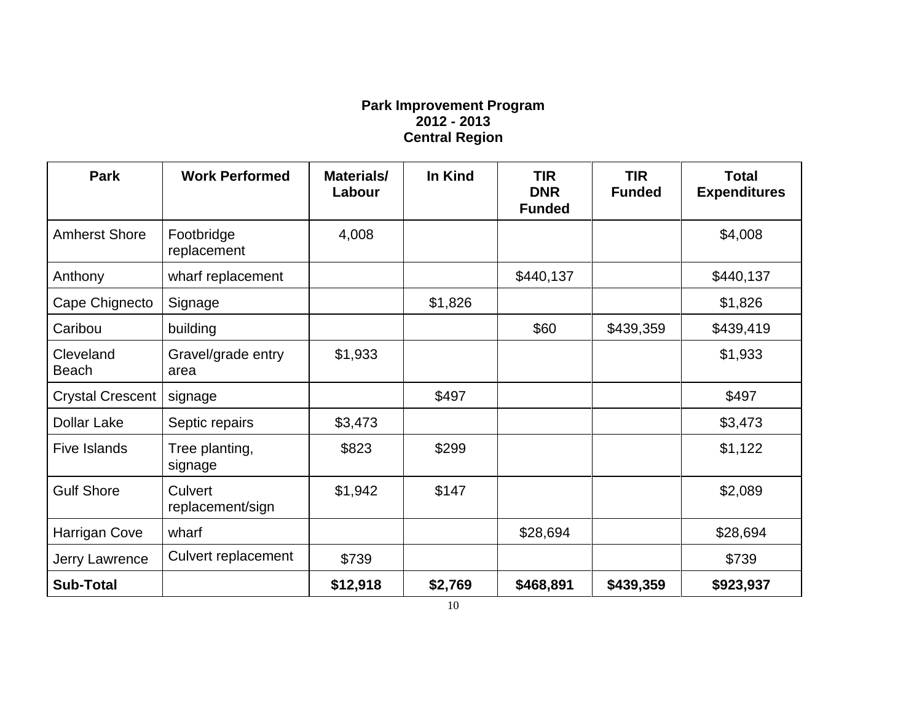**Park Improvement Program**
**2012 - 2013**
**Central Region**

| Park | Work Performed | Materials/ Labour | In Kind | TIR DNR Funded | TIR Funded | Total Expenditures |
|---|---|---|---|---|---|---|
| Amherst Shore | Footbridge replacement | 4,008 | | | | $4,008 |
| Anthony | wharf replacement | | | $440,137 | | $440,137 |
| Cape Chignecto | Signage | | $1,826 | | | $1,826 |
| Caribou | building | | | $60 | $439,359 | $439,419 |
| Cleveland Beach | Gravel/grade entry area | $1,933 | | | | $1,933 |
| Crystal Crescent | signage | | $497 | | | $497 |
| Dollar Lake | Septic repairs | $3,473 | | | | $3,473 |
| Five Islands | Tree planting, signage | $823 | $299 | | | $1,122 |
| Gulf Shore | Culvert replacement/sign | $1,942 | $147 | | | $2,089 |
| Harrigan Cove | wharf | | | $28,694 | | $28,694 |
| Jerry Lawrence | Culvert replacement | $739 | | | | $739 |
| **Sub-Total** | | **$12,918** | **$2,769** | **$468,891** | **$439,359** | **$923,937** |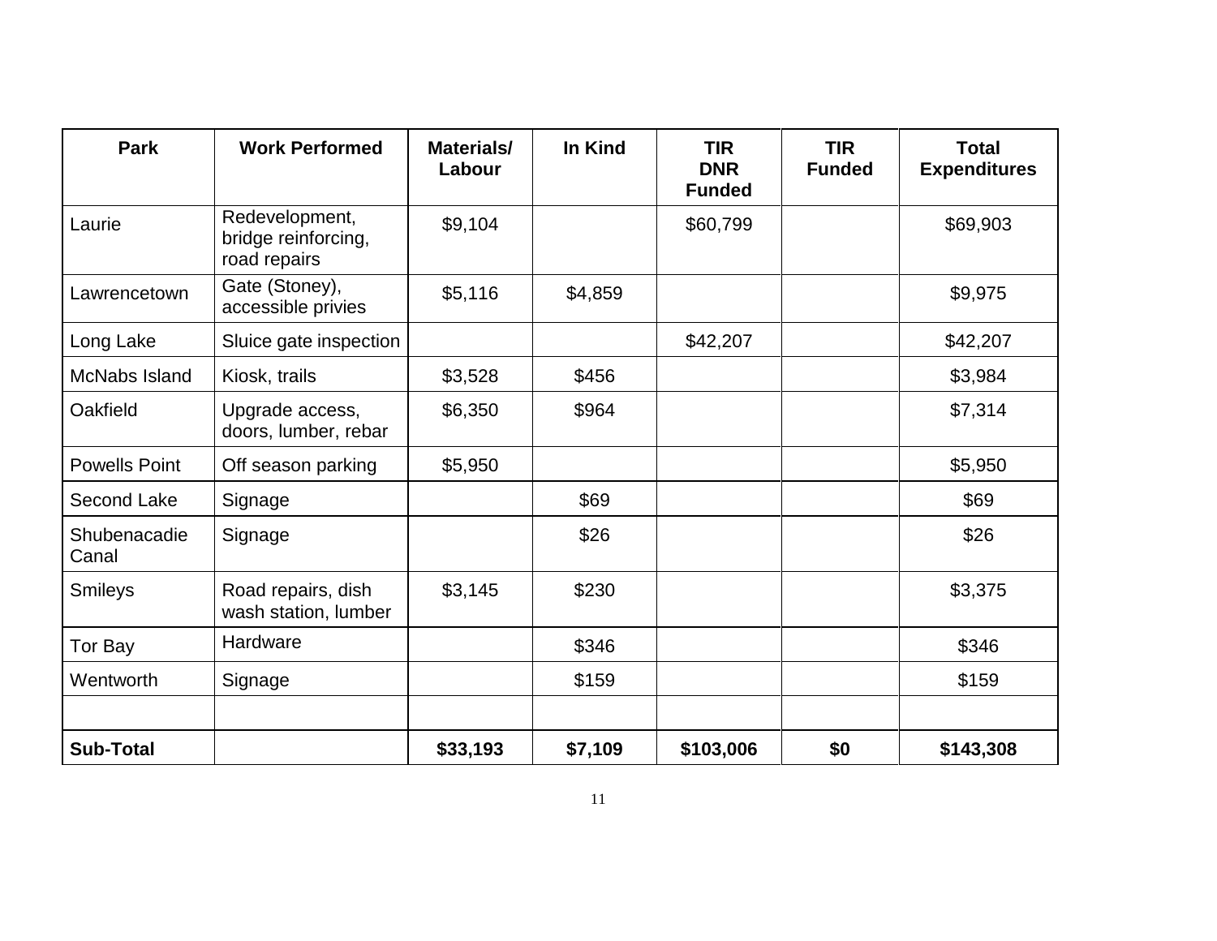| Park | Work Performed | Materials/ Labour | In Kind | TIR DNR Funded | TIR Funded | Total Expenditures |
|---|---|---|---|---|---|---|
| Laurie | Redevelopment, bridge reinforcing, road repairs | $9,104 | | $60,799 | | $69,903 |
| Lawrencetown | Gate (Stoney), accessible privies | $5,116 | $4,859 | | | $9,975 |
| Long Lake | Sluice gate inspection | | | $42,207 | | $42,207 |
| McNabs Island | Kiosk, trails | $3,528 | $456 | | | $3,984 |
| Oakfield | Upgrade access, doors, lumber, rebar | $6,350 | $964 | | | $7,314 |
| Powells Point | Off season parking | $5,950 | | | | $5,950 |
| Second Lake | Signage | | $69 | | | $69 |
| Shubenacadie Canal | Signage | | $26 | | | $26 |
| Smileys | Road repairs, dish wash station, lumber | $3,145 | $230 | | | $3,375 |
| Tor Bay | Hardware | | $346 | | | $346 |
| Wentworth | Signage | | $159 | | | $159 |
| | | | | | | |
| **Sub-Total** | | **$33,193** | **$7,109** | **$103,006** | **$0** | **$143,308** |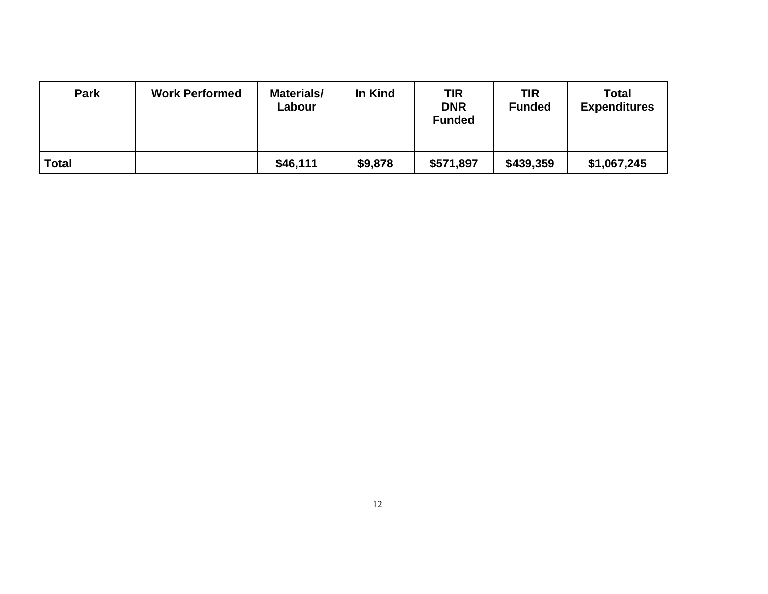| Park | Work Performed | Materials/ Labour | In Kind | TIR DNR Funded | TIR Funded | Total Expenditures |
|---|---|---|---|---|---|---|
| | | | | | | |
| **Total** | | **$46,111** | **$9,878** | **$571,897** | **$439,359** | **$1,067,245** |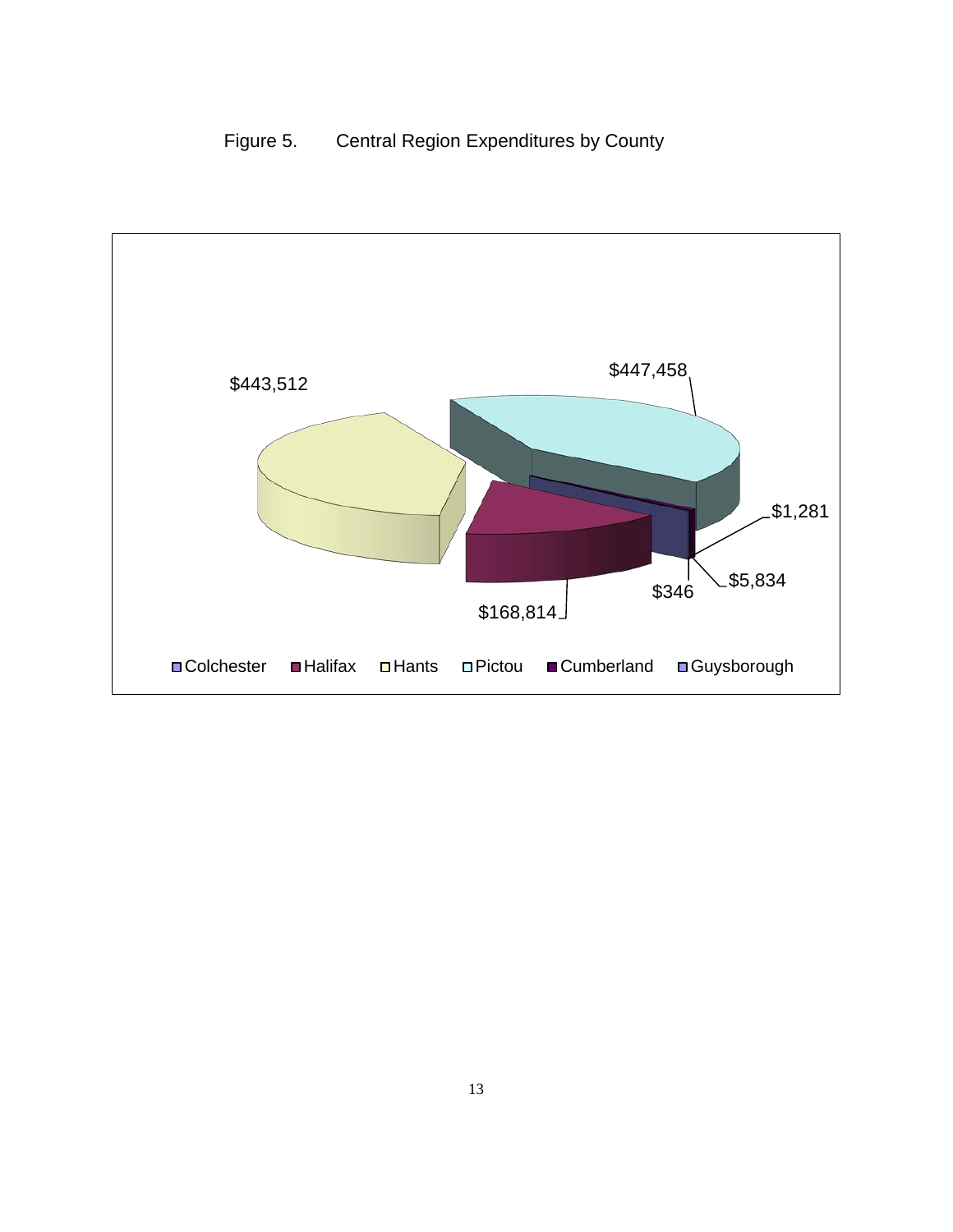Figure 5. Central Region Expenditures by County

| County | Expenditure |
| --- | --- |
| Hants | $443,512 |
| Pictou | $447,458 |
| Halifax | $168,814 |
| $346 | |
| $5,834 | |
| $1,281 | |

Legend: Colchester, Halifax, Hants, Pictou, Cumberland, Guysborough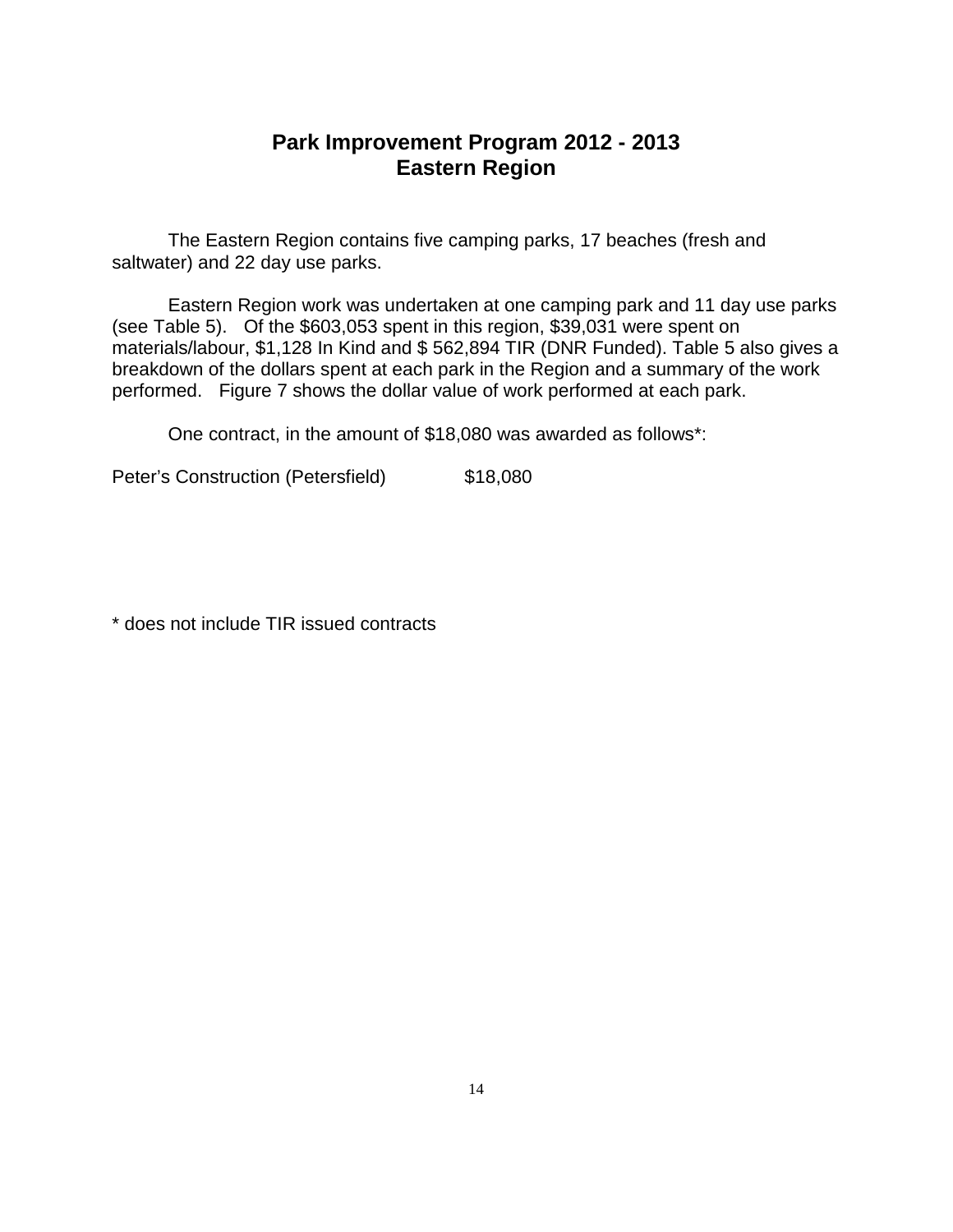# Park Improvement Program 2012 - 2013
# Eastern Region

The Eastern Region contains five camping parks, 17 beaches (fresh and saltwater) and 22 day use parks.

Eastern Region work was undertaken at one camping park and 11 day use parks (see Table 5). Of the $603,053 spent in this region, $39,031 were spent on materials/labour, $1,128 In Kind and $ 562,894 TIR (DNR Funded). Table 5 also gives a breakdown of the dollars spent at each park in the Region and a summary of the work performed. Figure 7 shows the dollar value of work performed at each park.

One contract, in the amount of $18,080 was awarded as follows*:

Peter's Construction (Petersfield) $18,080

* does not include TIR issued contracts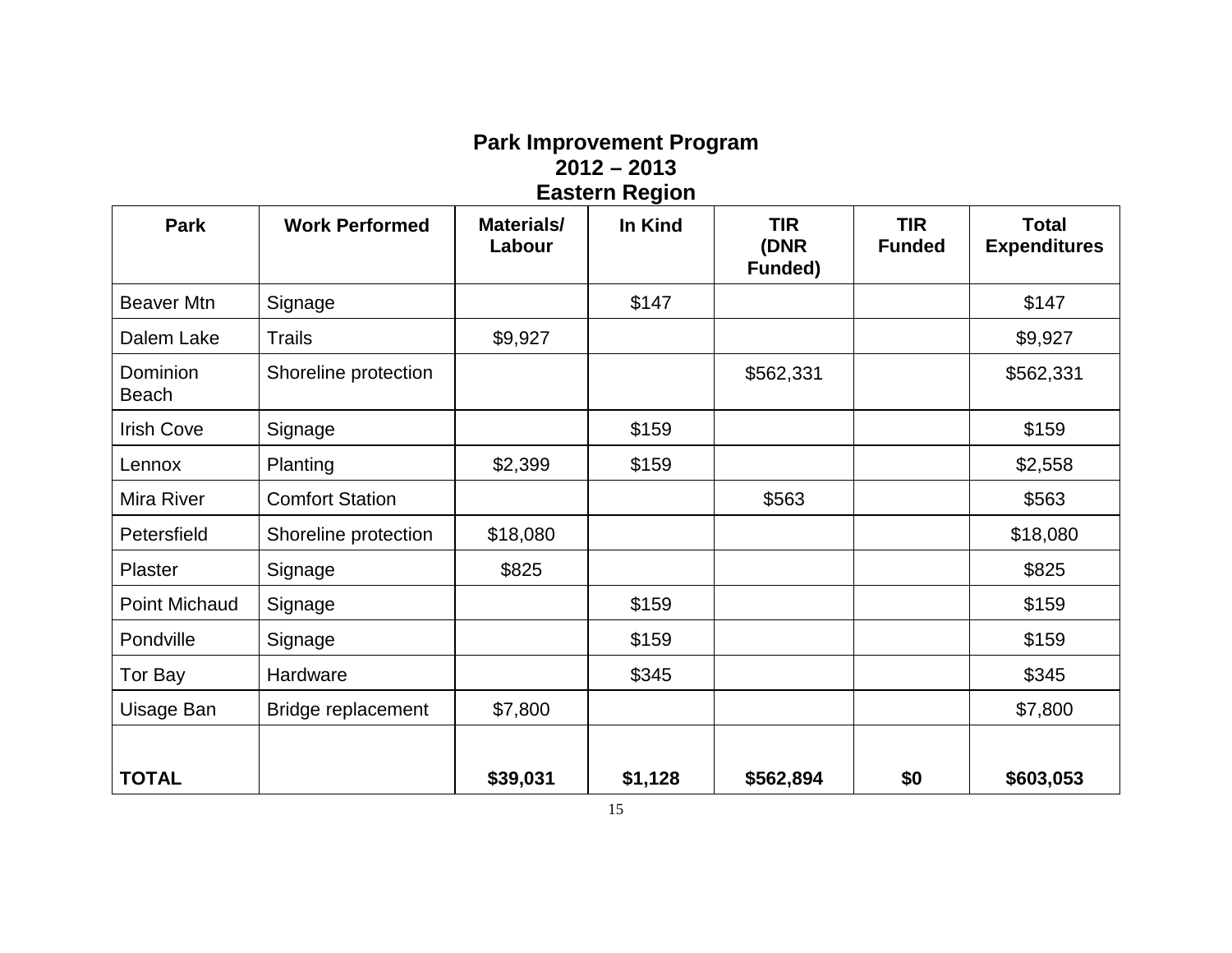# Park Improvement Program
## 2012 – 2013
## Eastern Region

| Park | Work Performed | Materials/ Labour | In Kind | TIR (DNR Funded) | TIR Funded | Total Expenditures |
|---|---|---|---|---|---|---|
| Beaver Mtn | Signage | | $147 | | | $147 |
| Dalem Lake | Trails | $9,927 | | | | $9,927 |
| Dominion Beach | Shoreline protection | | | $562,331 | | $562,331 |
| Irish Cove | Signage | | $159 | | | $159 |
| Lennox | Planting | $2,399 | $159 | | | $2,558 |
| Mira River | Comfort Station | | | $563 | | $563 |
| Petersfield | Shoreline protection | $18,080 | | | | $18,080 |
| Plaster | Signage | $825 | | | | $825 |
| Point Michaud | Signage | | $159 | | | $159 |
| Pondville | Signage | | $159 | | | $159 |
| Tor Bay | Hardware | | $345 | | | $345 |
| Uisage Ban | Bridge replacement | $7,800 | | | | $7,800 |
| **TOTAL** | | **$39,031** | **$1,128** | **$562,894** | **$0** | **$603,053** |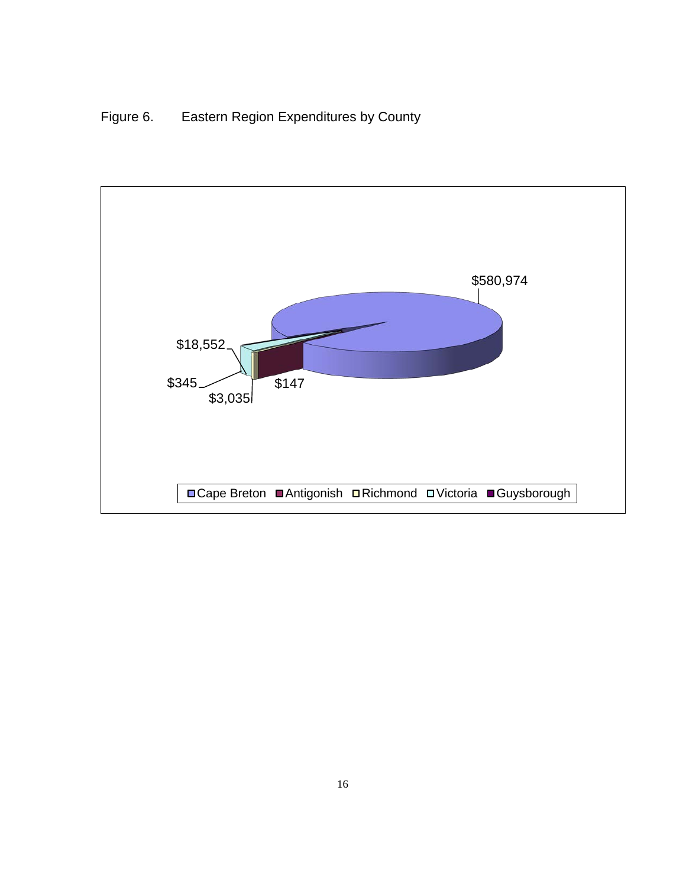Figure 6. Eastern Region Expenditures by County

| County | Expenditure |
| --- | --- |
| Cape Breton | $580,974 |
| Antigonish | $147 |
| Richmond | $3,035 |
| Victoria | $18,552 |
| Guysborough | $345 |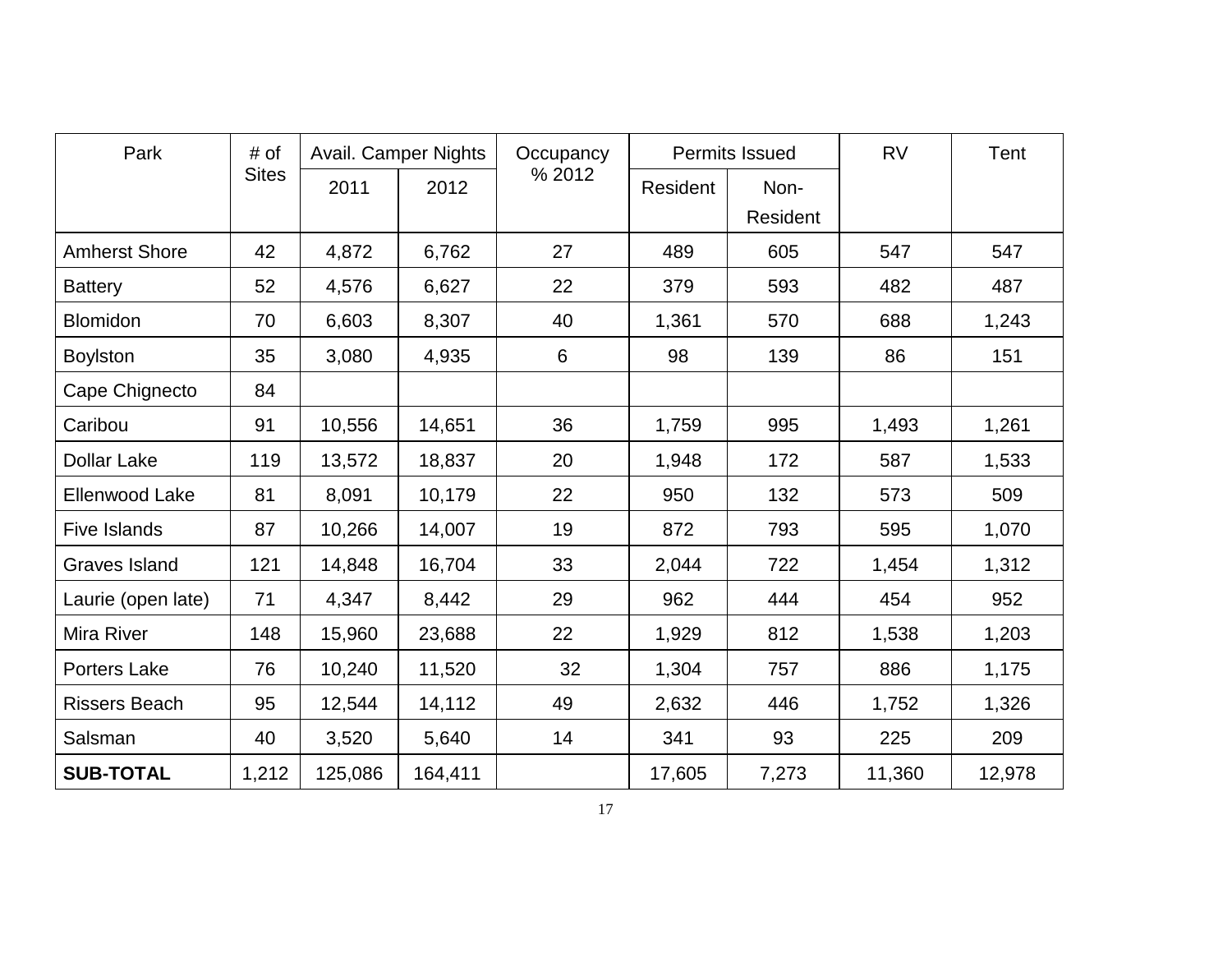| Park | # of Sites | Avail. Camper Nights | | Occupancy % 2012 | Permits Issued | | RV | Tent |
|---|---|---|---|---|---|---|---|---|
| | | 2011 | 2012 | | Resident | Non-Resident | | |
| Amherst Shore | 42 | 4,872 | 6,762 | 27 | 489 | 605 | 547 | 547 |
| Battery | 52 | 4,576 | 6,627 | 22 | 379 | 593 | 482 | 487 |
| Blomidon | 70 | 6,603 | 8,307 | 40 | 1,361 | 570 | 688 | 1,243 |
| Boylston | 35 | 3,080 | 4,935 | 6 | 98 | 139 | 86 | 151 |
| Cape Chignecto | 84 | | | | | | | |
| Caribou | 91 | 10,556 | 14,651 | 36 | 1,759 | 995 | 1,493 | 1,261 |
| Dollar Lake | 119 | 13,572 | 18,837 | 20 | 1,948 | 172 | 587 | 1,533 |
| Ellenwood Lake | 81 | 8,091 | 10,179 | 22 | 950 | 132 | 573 | 509 |
| Five Islands | 87 | 10,266 | 14,007 | 19 | 872 | 793 | 595 | 1,070 |
| Graves Island | 121 | 14,848 | 16,704 | 33 | 2,044 | 722 | 1,454 | 1,312 |
| Laurie (open late) | 71 | 4,347 | 8,442 | 29 | 962 | 444 | 454 | 952 |
| Mira River | 148 | 15,960 | 23,688 | 22 | 1,929 | 812 | 1,538 | 1,203 |
| Porters Lake | 76 | 10,240 | 11,520 | 32 | 1,304 | 757 | 886 | 1,175 |
| Rissers Beach | 95 | 12,544 | 14,112 | 49 | 2,632 | 446 | 1,752 | 1,326 |
| Salsman | 40 | 3,520 | 5,640 | 14 | 341 | 93 | 225 | 209 |
| **SUB-TOTAL** | 1,212 | 125,086 | 164,411 | | 17,605 | 7,273 | 11,360 | 12,978 |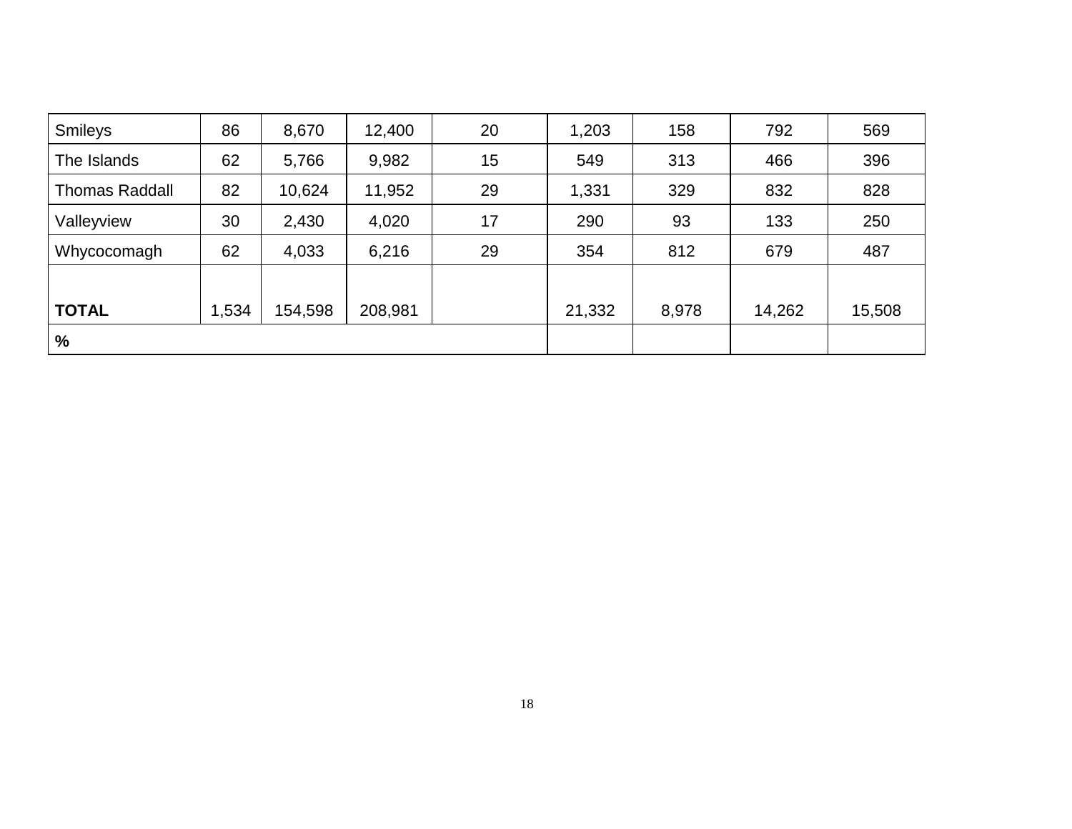| | | | | | | | | |
|---|---|---|---|---|---|---|---|---|
| Smileys | 86 | 8,670 | 12,400 | 20 | 1,203 | 158 | 792 | 569 |
| The Islands | 62 | 5,766 | 9,982 | 15 | 549 | 313 | 466 | 396 |
| Thomas Raddall | 82 | 10,624 | 11,952 | 29 | 1,331 | 329 | 832 | 828 |
| Valleyview | 30 | 2,430 | 4,020 | 17 | 290 | 93 | 133 | 250 |
| Whycocomagh | 62 | 4,033 | 6,216 | 29 | 354 | 812 | 679 | 487 |
| **TOTAL** | 1,534 | 154,598 | 208,981 | | 21,332 | 8,978 | 14,262 | 15,508 |
| **%** | | | | | | | | |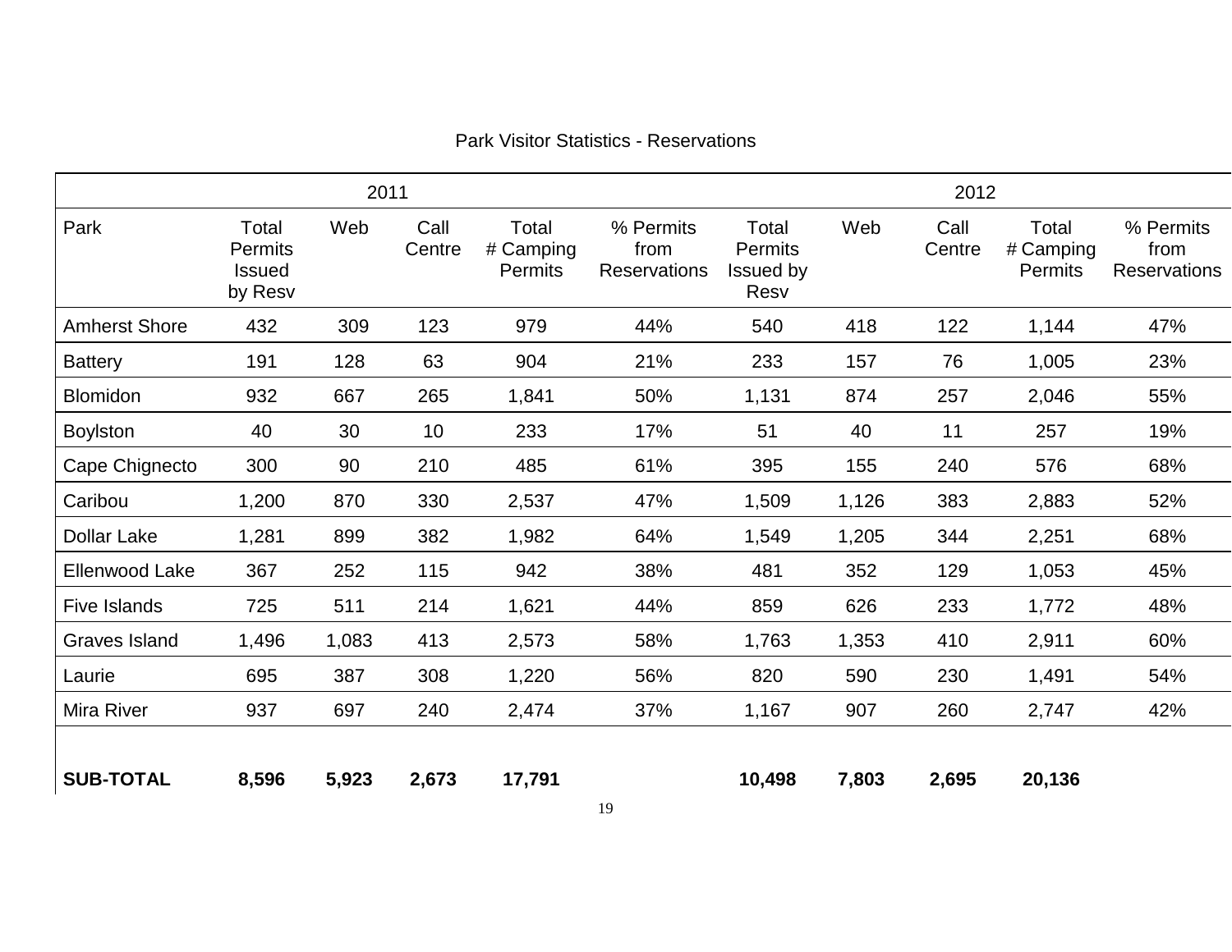Park Visitor Statistics - Reservations

| | 2011 | | | | | 2012 | | | | |
|---|---|---|---|---|---|---|---|---|---|---|
| Park | Total Permits Issued by Resv | Web | Call Centre | Total # Camping Permits | % Permits from Reservations | Total Permits Issued by Resv | Web | Call Centre | Total # Camping Permits | % Permits from Reservations |
| Amherst Shore | 432 | 309 | 123 | 979 | 44% | 540 | 418 | 122 | 1,144 | 47% |
| Battery | 191 | 128 | 63 | 904 | 21% | 233 | 157 | 76 | 1,005 | 23% |
| Blomidon | 932 | 667 | 265 | 1,841 | 50% | 1,131 | 874 | 257 | 2,046 | 55% |
| Boylston | 40 | 30 | 10 | 233 | 17% | 51 | 40 | 11 | 257 | 19% |
| Cape Chignecto | 300 | 90 | 210 | 485 | 61% | 395 | 155 | 240 | 576 | 68% |
| Caribou | 1,200 | 870 | 330 | 2,537 | 47% | 1,509 | 1,126 | 383 | 2,883 | 52% |
| Dollar Lake | 1,281 | 899 | 382 | 1,982 | 64% | 1,549 | 1,205 | 344 | 2,251 | 68% |
| Ellenwood Lake | 367 | 252 | 115 | 942 | 38% | 481 | 352 | 129 | 1,053 | 45% |
| Five Islands | 725 | 511 | 214 | 1,621 | 44% | 859 | 626 | 233 | 1,772 | 48% |
| Graves Island | 1,496 | 1,083 | 413 | 2,573 | 58% | 1,763 | 1,353 | 410 | 2,911 | 60% |
| Laurie | 695 | 387 | 308 | 1,220 | 56% | 820 | 590 | 230 | 1,491 | 54% |
| Mira River | 937 | 697 | 240 | 2,474 | 37% | 1,167 | 907 | 260 | 2,747 | 42% |
| **SUB-TOTAL** | **8,596** | **5,923** | **2,673** | **17,791** | | **10,498** | **7,803** | **2,695** | **20,136** | |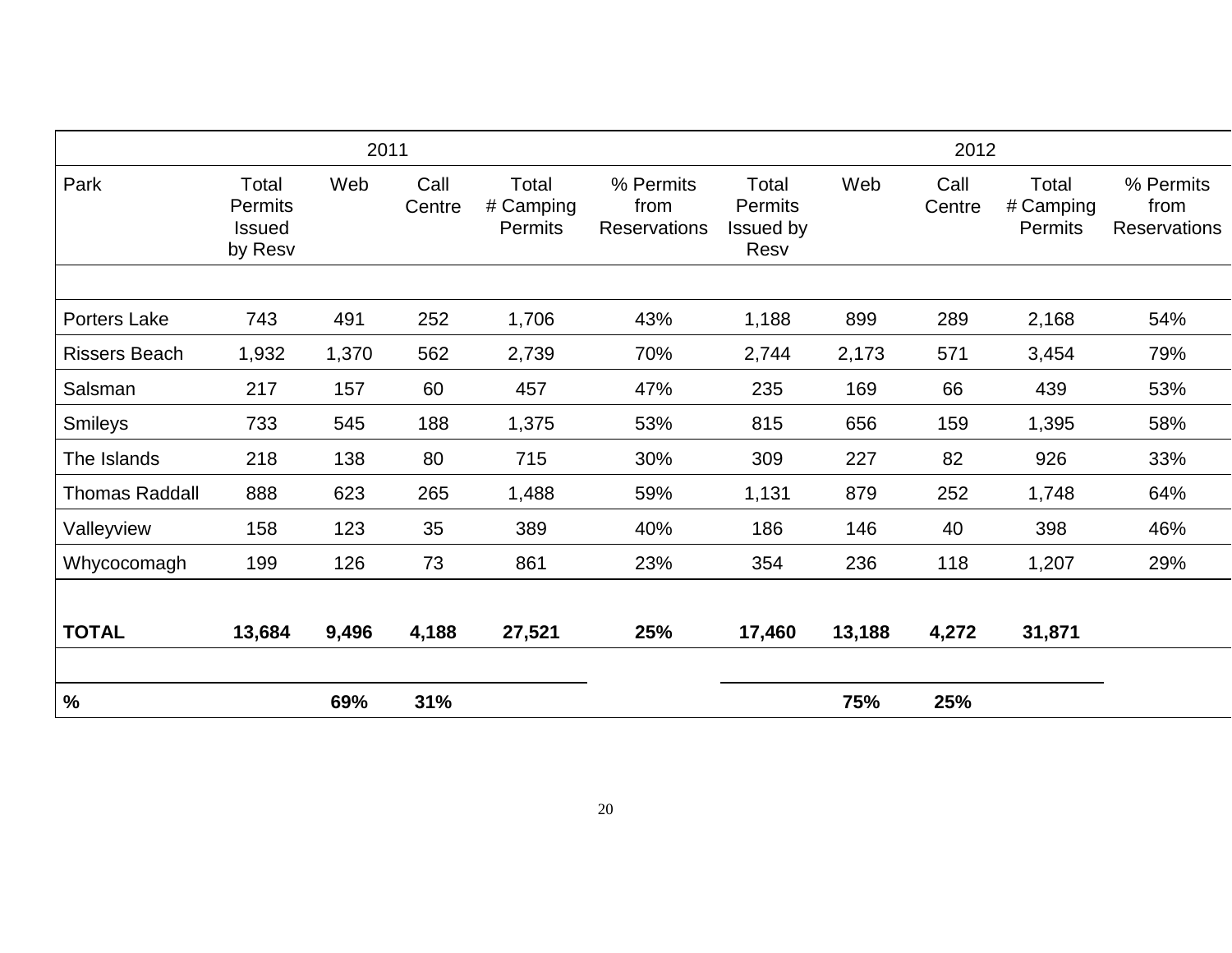| | 2011 | | | | | 2012 | | | | |
|---|---|---|---|---|---|---|---|---|---|---|
| Park | Total Permits Issued by Resv | Web | Call Centre | Total # Camping Permits | % Permits from Reservations | Total Permits Issued by Resv | Web | Call Centre | Total # Camping Permits | % Permits from Reservations |
| Porters Lake | 743 | 491 | 252 | 1,706 | 43% | 1,188 | 899 | 289 | 2,168 | 54% |
| Rissers Beach | 1,932 | 1,370 | 562 | 2,739 | 70% | 2,744 | 2,173 | 571 | 3,454 | 79% |
| Salsman | 217 | 157 | 60 | 457 | 47% | 235 | 169 | 66 | 439 | 53% |
| Smileys | 733 | 545 | 188 | 1,375 | 53% | 815 | 656 | 159 | 1,395 | 58% |
| The Islands | 218 | 138 | 80 | 715 | 30% | 309 | 227 | 82 | 926 | 33% |
| Thomas Raddall | 888 | 623 | 265 | 1,488 | 59% | 1,131 | 879 | 252 | 1,748 | 64% |
| Valleyview | 158 | 123 | 35 | 389 | 40% | 186 | 146 | 40 | 398 | 46% |
| Whycocomagh | 199 | 126 | 73 | 861 | 23% | 354 | 236 | 118 | 1,207 | 29% |
| **TOTAL** | **13,684** | **9,496** | **4,188** | **27,521** | **25%** | **17,460** | **13,188** | **4,272** | **31,871** | |
| **%** | | **69%** | **31%** | | | | **75%** | **25%** | | |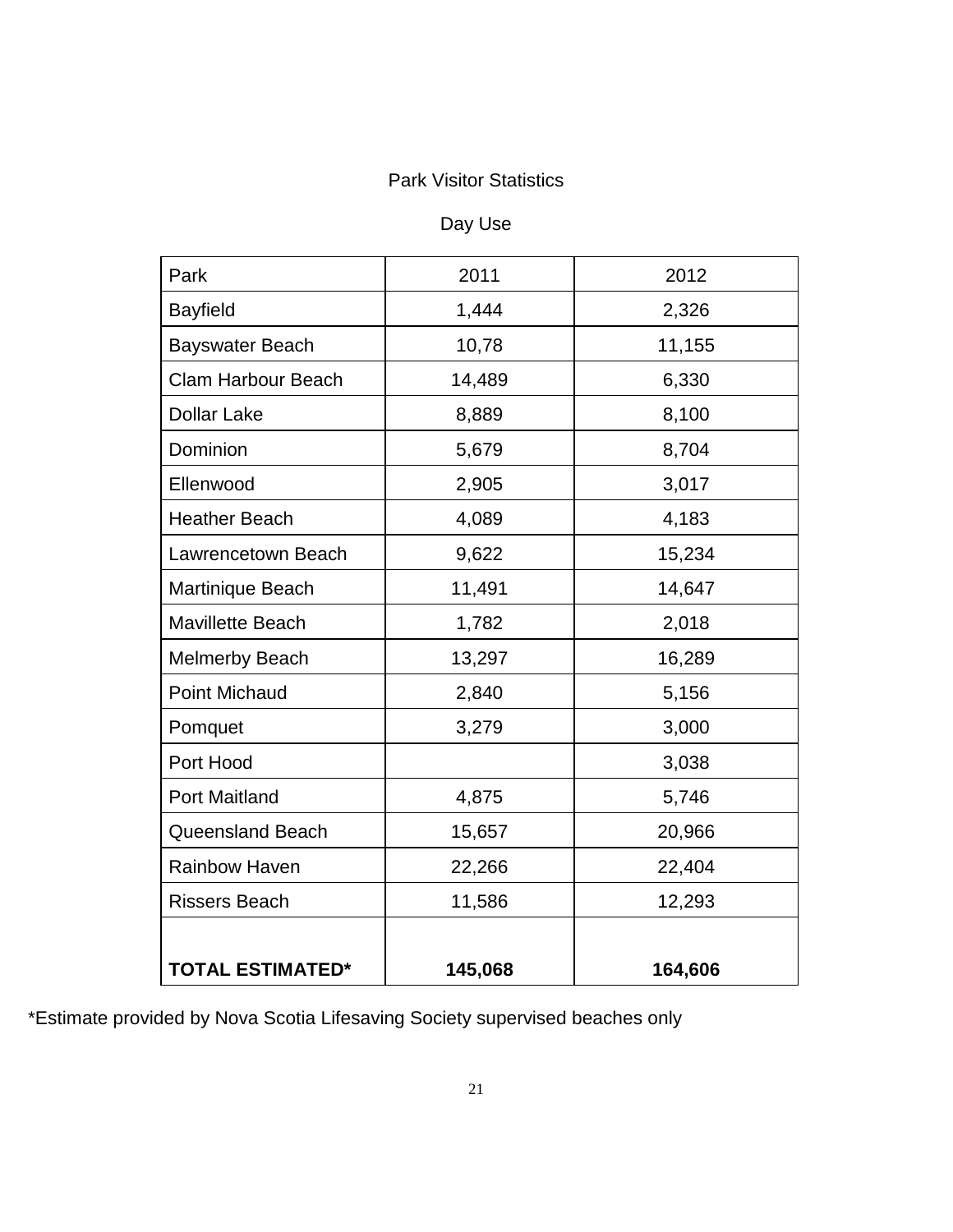## Park Visitor Statistics

### Day Use

| Park | 2011 | 2012 |
|---|---|---|
| Bayfield | 1,444 | 2,326 |
| Bayswater Beach | 10,78 | 11,155 |
| Clam Harbour Beach | 14,489 | 6,330 |
| Dollar Lake | 8,889 | 8,100 |
| Dominion | 5,679 | 8,704 |
| Ellenwood | 2,905 | 3,017 |
| Heather Beach | 4,089 | 4,183 |
| Lawrencetown Beach | 9,622 | 15,234 |
| Martinique Beach | 11,491 | 14,647 |
| Mavillette Beach | 1,782 | 2,018 |
| Melmerby Beach | 13,297 | 16,289 |
| Point Michaud | 2,840 | 5,156 |
| Pomquet | 3,279 | 3,000 |
| Port Hood | | 3,038 |
| Port Maitland | 4,875 | 5,746 |
| Queensland Beach | 15,657 | 20,966 |
| Rainbow Haven | 22,266 | 22,404 |
| Rissers Beach | 11,586 | 12,293 |
| **TOTAL ESTIMATED*** | **145,068** | **164,606** |

*Estimate provided by Nova Scotia Lifesaving Society supervised beaches only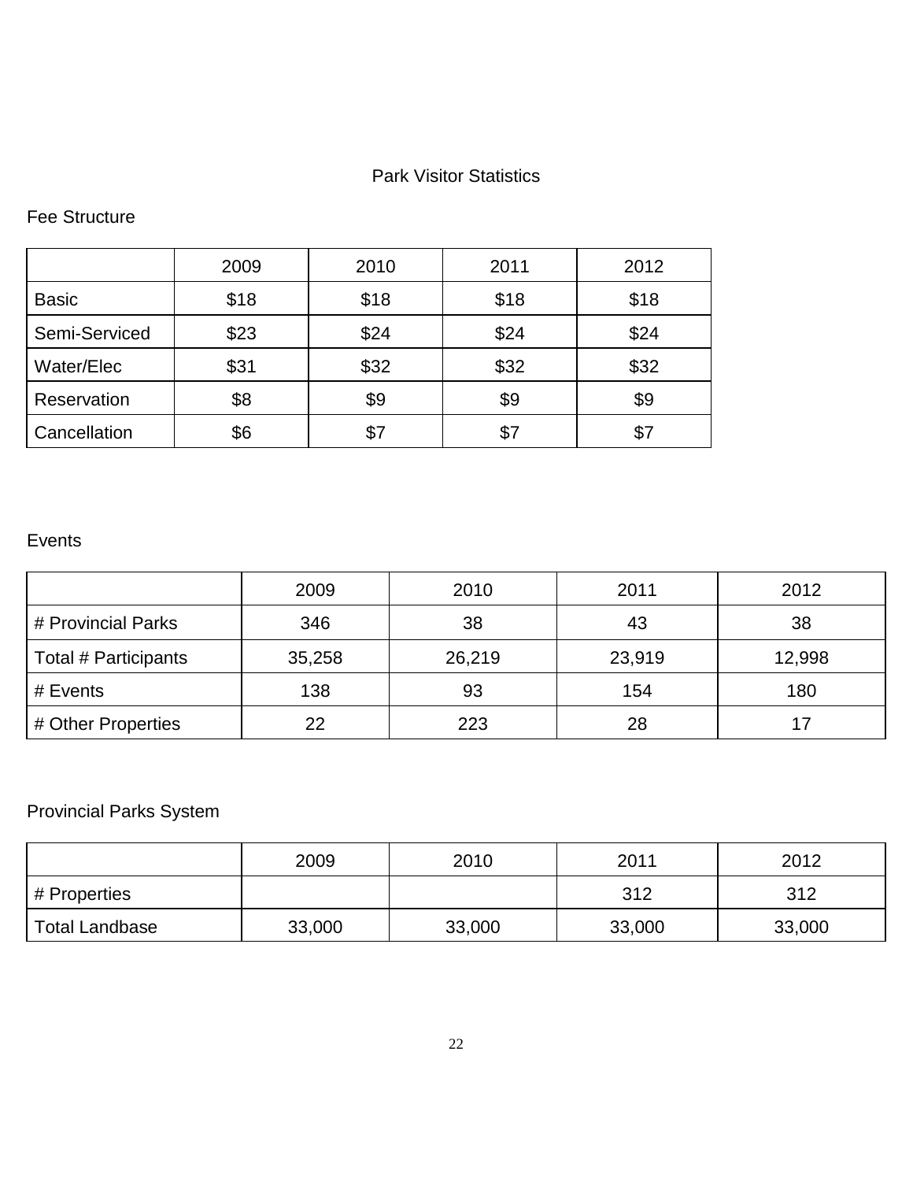## Park Visitor Statistics

### Fee Structure

| | 2009 | 2010 | 2011 | 2012 |
|---|---|---|---|---|
| Basic | $18 | $18 | $18 | $18 |
| Semi-Serviced | $23 | $24 | $24 | $24 |
| Water/Elec | $31 | $32 | $32 | $32 |
| Reservation | $8 | $9 | $9 | $9 |
| Cancellation | $6 | $7 | $7 | $7 |

### Events

| | 2009 | 2010 | 2011 | 2012 |
|---|---|---|---|---|
| # Provincial Parks | 346 | 38 | 43 | 38 |
| Total # Participants | 35,258 | 26,219 | 23,919 | 12,998 |
| # Events | 138 | 93 | 154 | 180 |
| # Other Properties | 22 | 223 | 28 | 17 |

### Provincial Parks System

| | 2009 | 2010 | 2011 | 2012 |
|---|---|---|---|---|
| # Properties | | | 312 | 312 |
| Total Landbase | 33,000 | 33,000 | 33,000 | 33,000 |